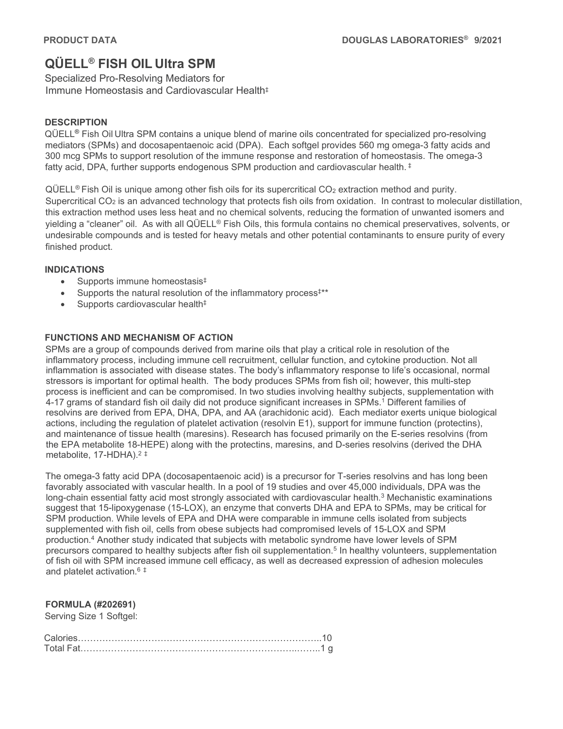# QÜELL® FISH OIL Ultra SPM

Specialized Pro-Resolving Mediators for
Immune Homeostasis and Cardiovascular Health‡

## DESCRIPTION

QÜELL® Fish Oil Ultra SPM contains a unique blend of marine oils concentrated for specialized pro-resolving mediators (SPMs) and docosapentaenoic acid (DPA). Each softgel provides 560 mg omega-3 fatty acids and 300 mcg SPMs to support resolution of the immune response and restoration of homeostasis. The omega-3 fatty acid, DPA, further supports endogenous SPM production and cardiovascular health. ‡

QÜELL® Fish Oil is unique among other fish oils for its supercritical $CO_2$ extraction method and purity. Supercritical $CO_2$ is an advanced technology that protects fish oils from oxidation. In contrast to molecular distillation, this extraction method uses less heat and no chemical solvents, reducing the formation of unwanted isomers and yielding a "cleaner" oil. As with all QÜELL® Fish Oils, this formula contains no chemical preservatives, solvents, or undesirable compounds and is tested for heavy metals and other potential contaminants to ensure purity of every finished product.

## INDICATIONS

- Supports immune homeostasis‡
- Supports the natural resolution of the inflammatory process‡**
- Supports cardiovascular health‡

## FUNCTIONS AND MECHANISM OF ACTION

SPMs are a group of compounds derived from marine oils that play a critical role in resolution of the inflammatory process, including immune cell recruitment, cellular function, and cytokine production. Not all inflammation is associated with disease states. The body's inflammatory response to life's occasional, normal stressors is important for optimal health. The body produces SPMs from fish oil; however, this multi-step process is inefficient and can be compromised. In two studies involving healthy subjects, supplementation with 4-17 grams of standard fish oil daily did not produce significant increases in SPMs.[1] Different families of resolvins are derived from EPA, DHA, DPA, and AA (arachidonic acid). Each mediator exerts unique biological actions, including the regulation of platelet activation (resolvin E1), support for immune function (protectins), and maintenance of tissue health (maresins). Research has focused primarily on the E-series resolvins (from the EPA metabolite 18-HEPE) along with the protectins, maresins, and D-series resolvins (derived the DHA metabolite, 17-HDHA).[2] ‡

The omega-3 fatty acid DPA (docosapentaenoic acid) is a precursor for T-series resolvins and has long been favorably associated with vascular health. In a pool of 19 studies and over 45,000 individuals, DPA was the long-chain essential fatty acid most strongly associated with cardiovascular health.[3] Mechanistic examinations suggest that 15-lipoxygenase (15-LOX), an enzyme that converts DHA and EPA to SPMs, may be critical for SPM production. While levels of EPA and DHA were comparable in immune cells isolated from subjects supplemented with fish oil, cells from obese subjects had compromised levels of 15-LOX and SPM production.[4] Another study indicated that subjects with metabolic syndrome have lower levels of SPM precursors compared to healthy subjects after fish oil supplementation.[5] In healthy volunteers, supplementation of fish oil with SPM increased immune cell efficacy, as well as decreased expression of adhesion molecules and platelet activation.[6] ‡

## FORMULA (#202691)

Serving Size 1 Softgel:

Calories……………………………………………………………………..10
Total Fat…………………………………………………………………..……..1 g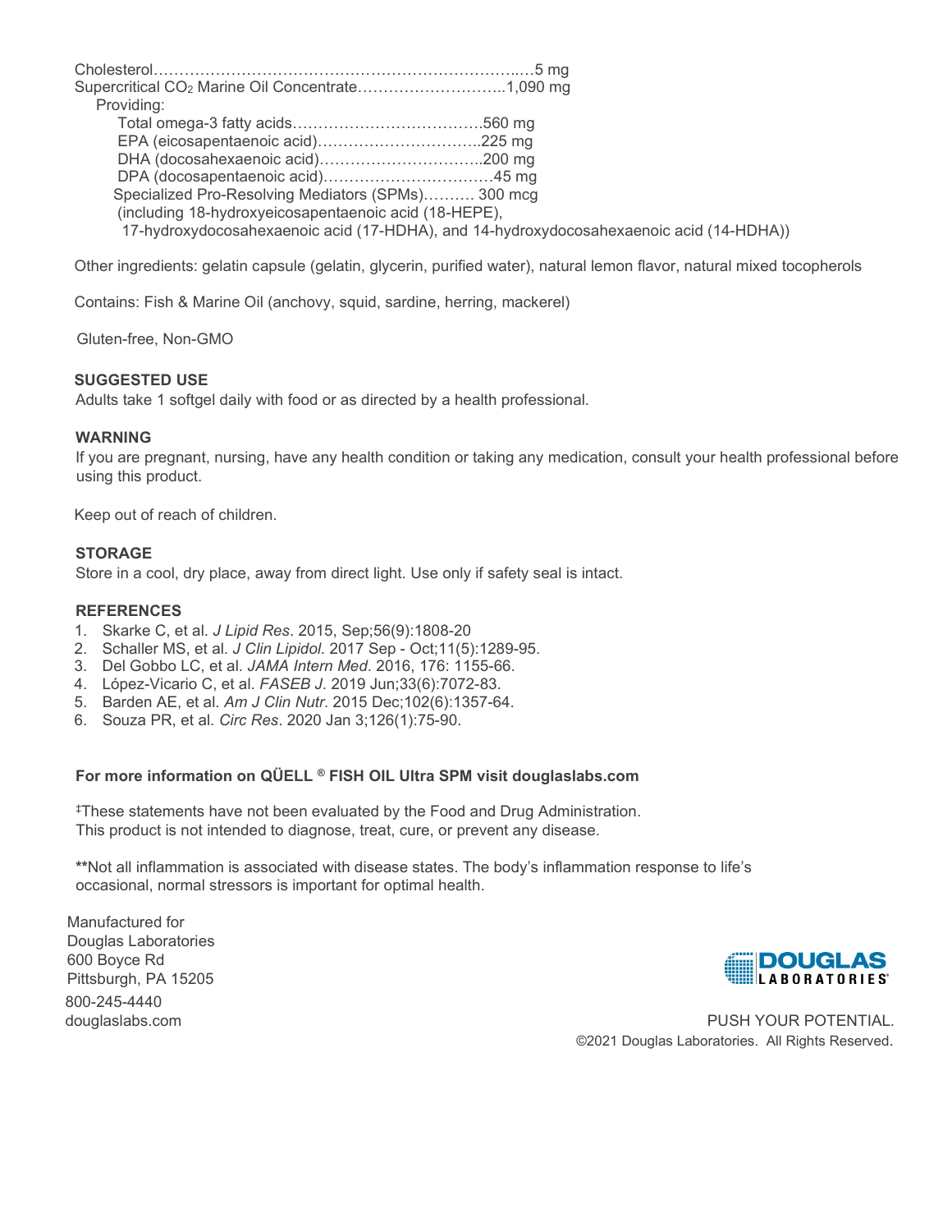Cholesterol……………………………………………………………..…5 mg
Supercritical $CO_2$ Marine Oil Concentrate………………………..1,090 mg
Providing:
Total omega-3 fatty acids……………………………….560 mg
EPA (eicosapentaenoic acid)…………………………..225 mg
DHA (docosahexaenoic acid)…………………………..200 mg
DPA (docosapentaenoic acid)……………………………45 mg
Specialized Pro-Resolving Mediators (SPMs)………. 300 mcg
(including 18-hydroxyeicosapentaenoic acid (18-HEPE),
17-hydroxydocosahexaenoic acid (17-HDHA), and 14-hydroxydocosahexaenoic acid (14-HDHA))

Other ingredients: gelatin capsule (gelatin, glycerin, purified water), natural lemon flavor, natural mixed tocopherols

Contains: Fish & Marine Oil (anchovy, squid, sardine, herring, mackerel)

Gluten-free, Non-GMO

**SUGGESTED USE**

Adults take 1 softgel daily with food or as directed by a health professional.

**WARNING**

If you are pregnant, nursing, have any health condition or taking any medication, consult your health professional before using this product.

Keep out of reach of children.

**STORAGE**

Store in a cool, dry place, away from direct light. Use only if safety seal is intact.

**REFERENCES**

1. Skarke C, et al. *J Lipid Res*. 2015, Sep;56(9):1808-20
2. Schaller MS, et al. *J Clin Lipidol*. 2017 Sep - Oct;11(5):1289-95.
3. Del Gobbo LC, et al. *JAMA Intern Med*. 2016, 176: 1155-66.
4. López-Vicario C, et al. *FASEB J*. 2019 Jun;33(6):7072-83.
5. Barden AE, et al. *Am J Clin Nutr*. 2015 Dec;102(6):1357-64.
6. Souza PR, et al. *Circ Res*. 2020 Jan 3;126(1):75-90.

**For more information on QÜELL ® FISH OIL Ultra SPM visit douglaslabs.com**

‡These statements have not been evaluated by the Food and Drug Administration.
This product is not intended to diagnose, treat, cure, or prevent any disease.

**\*\***Not all inflammation is associated with disease states. The body's inflammation response to life's occasional, normal stressors is important for optimal health.

Manufactured for
Douglas Laboratories
600 Boyce Rd
Pittsburgh, PA 15205
800-245-4440
douglaslabs.com

DOUGLAS LABORATORIES

PUSH YOUR POTENTIAL.
©2021 Douglas Laboratories. All Rights Reserved.